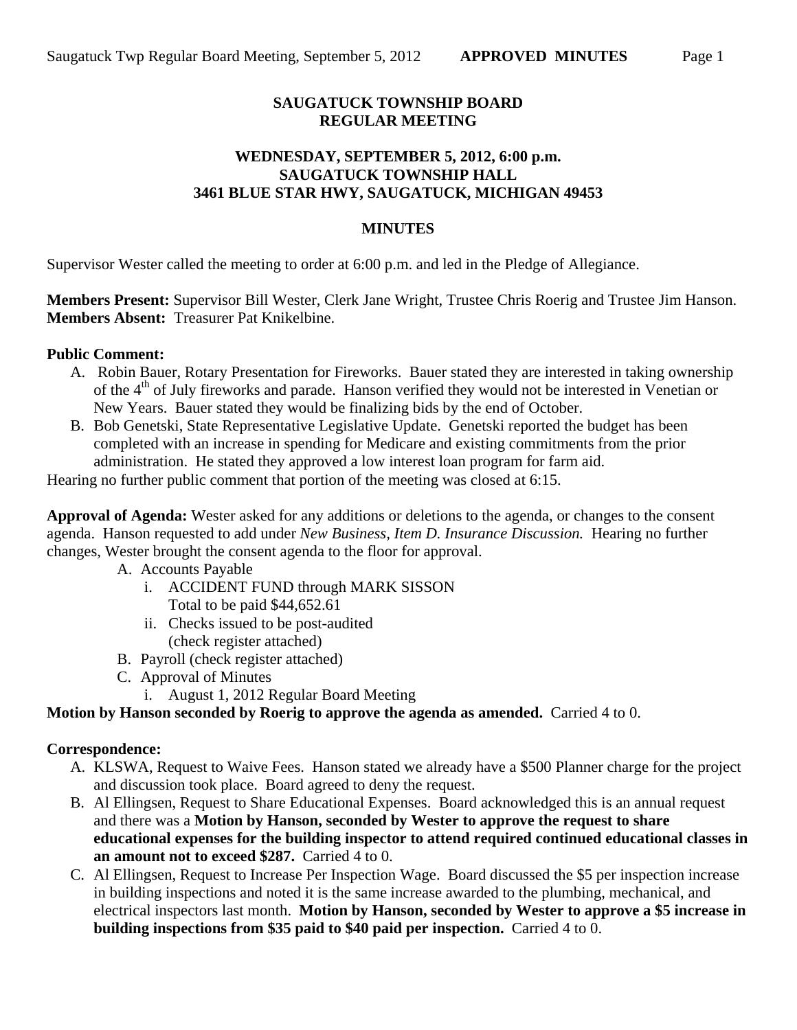# SAUGATUCK TOWNSHIP BOARD
# REGULAR MEETING

## WEDNESDAY, SEPTEMBER 5, 2012, 6:00 p.m.
## SAUGATUCK TOWNSHIP HALL
## 3461 BLUE STAR HWY, SAUGATUCK, MICHIGAN 49453

## MINUTES

Supervisor Wester called the meeting to order at 6:00 p.m. and led in the Pledge of Allegiance.

**Members Present:** Supervisor Bill Wester, Clerk Jane Wright, Trustee Chris Roerig and Trustee Jim Hanson.
**Members Absent:** Treasurer Pat Knikelbine.

**Public Comment:**

A. Robin Bauer, Rotary Presentation for Fireworks. Bauer stated they are interested in taking ownership of the 4th of July fireworks and parade. Hanson verified they would not be interested in Venetian or New Years. Bauer stated they would be finalizing bids by the end of October.
B. Bob Genetski, State Representative Legislative Update. Genetski reported the budget has been completed with an increase in spending for Medicare and existing commitments from the prior administration. He stated they approved a low interest loan program for farm aid.

Hearing no further public comment that portion of the meeting was closed at 6:15.

**Approval of Agenda:** Wester asked for any additions or deletions to the agenda, or changes to the consent agenda. Hanson requested to add under *New Business, Item D. Insurance Discussion.* Hearing no further changes, Wester brought the consent agenda to the floor for approval.

A. Accounts Payable
   i. ACCIDENT FUND through MARK SISSON
      Total to be paid $44,652.61
   ii. Checks issued to be post-audited
      (check register attached)
B. Payroll (check register attached)
C. Approval of Minutes
   i. August 1, 2012 Regular Board Meeting

**Motion by Hanson seconded by Roerig to approve the agenda as amended.** Carried 4 to 0.

**Correspondence:**

A. KLSWA, Request to Waive Fees. Hanson stated we already have a $500 Planner charge for the project and discussion took place. Board agreed to deny the request.
B. Al Ellingsen, Request to Share Educational Expenses. Board acknowledged this is an annual request and there was a **Motion by Hanson, seconded by Wester to approve the request to share educational expenses for the building inspector to attend required continued educational classes in an amount not to exceed $287.** Carried 4 to 0.
C. Al Ellingsen, Request to Increase Per Inspection Wage. Board discussed the $5 per inspection increase in building inspections and noted it is the same increase awarded to the plumbing, mechanical, and electrical inspectors last month. **Motion by Hanson, seconded by Wester to approve a $5 increase in building inspections from $35 paid to $40 paid per inspection.** Carried 4 to 0.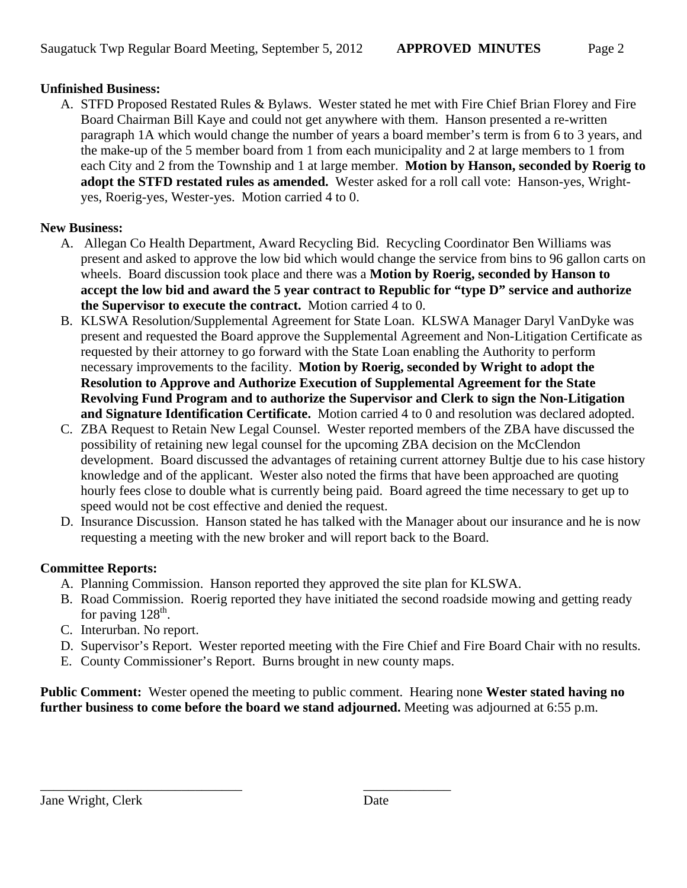**Unfinished Business:**

A. STFD Proposed Restated Rules & Bylaws. Wester stated he met with Fire Chief Brian Florey and Fire Board Chairman Bill Kaye and could not get anywhere with them. Hanson presented a re-written paragraph 1A which would change the number of years a board member's term is from 6 to 3 years, and the make-up of the 5 member board from 1 from each municipality and 2 at large members to 1 from each City and 2 from the Township and 1 at large member. **Motion by Hanson, seconded by Roerig to adopt the STFD restated rules as amended.** Wester asked for a roll call vote: Hanson-yes, Wright-yes, Roerig-yes, Wester-yes. Motion carried 4 to 0.

**New Business:**

A. Allegan Co Health Department, Award Recycling Bid. Recycling Coordinator Ben Williams was present and asked to approve the low bid which would change the service from bins to 96 gallon carts on wheels. Board discussion took place and there was a **Motion by Roerig, seconded by Hanson to accept the low bid and award the 5 year contract to Republic for "type D" service and authorize the Supervisor to execute the contract.** Motion carried 4 to 0.
B. KLSWA Resolution/Supplemental Agreement for State Loan. KLSWA Manager Daryl VanDyke was present and requested the Board approve the Supplemental Agreement and Non-Litigation Certificate as requested by their attorney to go forward with the State Loan enabling the Authority to perform necessary improvements to the facility. **Motion by Roerig, seconded by Wright to adopt the Resolution to Approve and Authorize Execution of Supplemental Agreement for the State Revolving Fund Program and to authorize the Supervisor and Clerk to sign the Non-Litigation and Signature Identification Certificate.** Motion carried 4 to 0 and resolution was declared adopted.
C. ZBA Request to Retain New Legal Counsel. Wester reported members of the ZBA have discussed the possibility of retaining new legal counsel for the upcoming ZBA decision on the McClendon development. Board discussed the advantages of retaining current attorney Bultje due to his case history knowledge and of the applicant. Wester also noted the firms that have been approached are quoting hourly fees close to double what is currently being paid. Board agreed the time necessary to get up to speed would not be cost effective and denied the request.
D. Insurance Discussion. Hanson stated he has talked with the Manager about our insurance and he is now requesting a meeting with the new broker and will report back to the Board.

**Committee Reports:**

A. Planning Commission. Hanson reported they approved the site plan for KLSWA.
B. Road Commission. Roerig reported they have initiated the second roadside mowing and getting ready for paving 128th.
C. Interurban. No report.
D. Supervisor's Report. Wester reported meeting with the Fire Chief and Fire Board Chair with no results.
E. County Commissioner's Report. Burns brought in new county maps.

**Public Comment:** Wester opened the meeting to public comment. Hearing none **Wester stated having no further business to come before the board we stand adjourned.** Meeting was adjourned at 6:55 p.m.

\_\_\_\_\_\_\_\_\_\_\_\_\_\_\_\_\_\_\_\_\_\_\_\_\_\_\_\_\_\_ \_\_\_\_\_\_\_\_\_\_\_\_\_

Jane Wright, Clerk Date